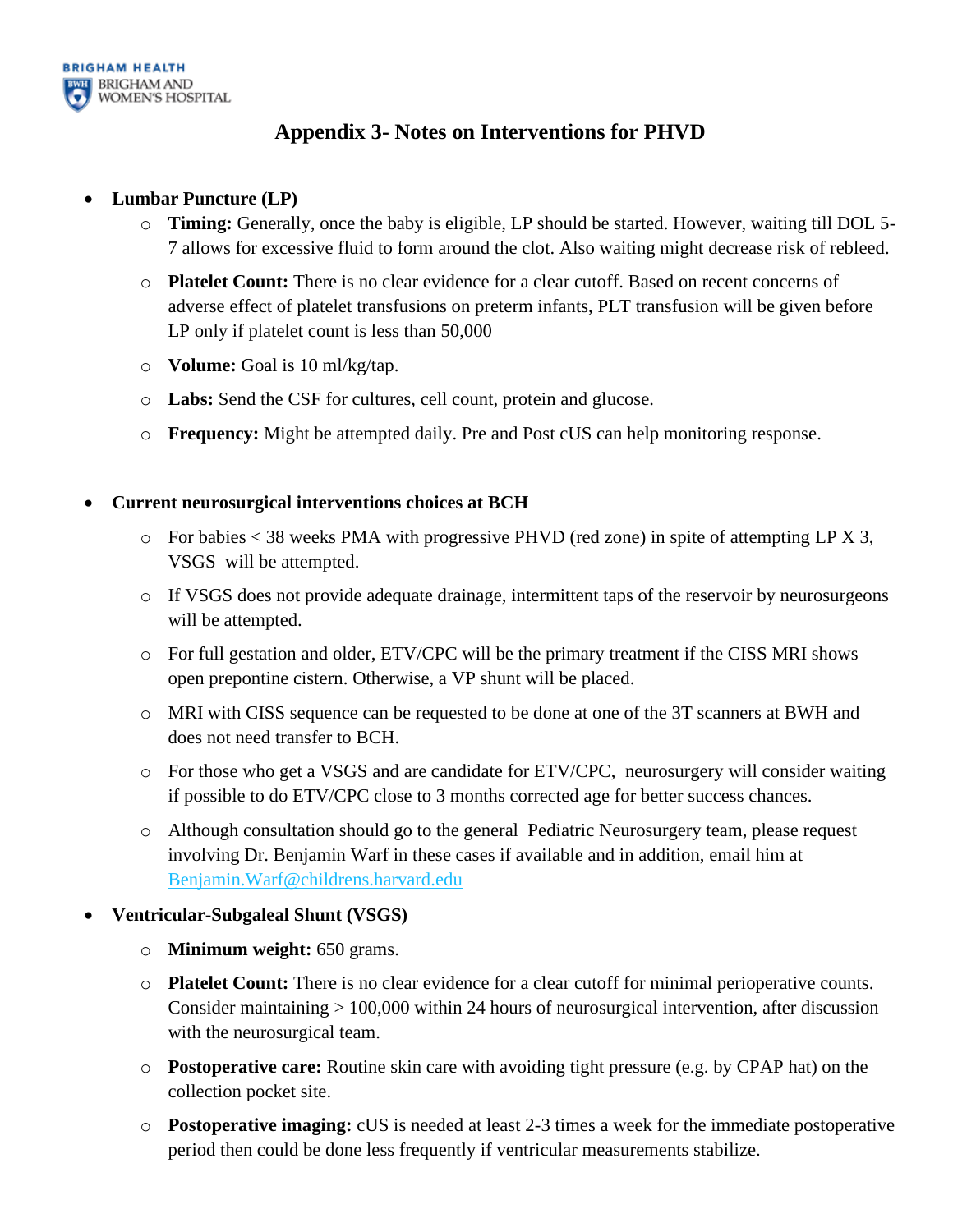# Appendix 3- Notes on Interventions for PHVD

- **Lumbar Puncture (LP)**
  - **Timing:** Generally, once the baby is eligible, LP should be started. However, waiting till DOL 5-7 allows for excessive fluid to form around the clot. Also waiting might decrease risk of rebleed.
  - **Platelet Count:** There is no clear evidence for a clear cutoff. Based on recent concerns of adverse effect of platelet transfusions on preterm infants, PLT transfusion will be given before LP only if platelet count is less than 50,000
  - **Volume:** Goal is 10 ml/kg/tap.
  - **Labs:** Send the CSF for cultures, cell count, protein and glucose.
  - **Frequency:** Might be attempted daily. Pre and Post cUS can help monitoring response.

- **Current neurosurgical interventions choices at BCH**
  - For babies < 38 weeks PMA with progressive PHVD (red zone) in spite of attempting LP X 3, VSGS will be attempted.
  - If VSGS does not provide adequate drainage, intermittent taps of the reservoir by neurosurgeons will be attempted.
  - For full gestation and older, ETV/CPC will be the primary treatment if the CISS MRI shows open prepontine cistern. Otherwise, a VP shunt will be placed.
  - MRI with CISS sequence can be requested to be done at one of the 3T scanners at BWH and does not need transfer to BCH.
  - For those who get a VSGS and are candidate for ETV/CPC, neurosurgery will consider waiting if possible to do ETV/CPC close to 3 months corrected age for better success chances.
  - Although consultation should go to the general Pediatric Neurosurgery team, please request involving Dr. Benjamin Warf in these cases if available and in addition, email him at Benjamin.Warf@childrens.harvard.edu

- **Ventricular-Subgaleal Shunt (VSGS)**
  - **Minimum weight:** 650 grams.
  - **Platelet Count:** There is no clear evidence for a clear cutoff for minimal perioperative counts. Consider maintaining > 100,000 within 24 hours of neurosurgical intervention, after discussion with the neurosurgical team.
  - **Postoperative care:** Routine skin care with avoiding tight pressure (e.g. by CPAP hat) on the collection pocket site.
  - **Postoperative imaging:** cUS is needed at least 2-3 times a week for the immediate postoperative period then could be done less frequently if ventricular measurements stabilize.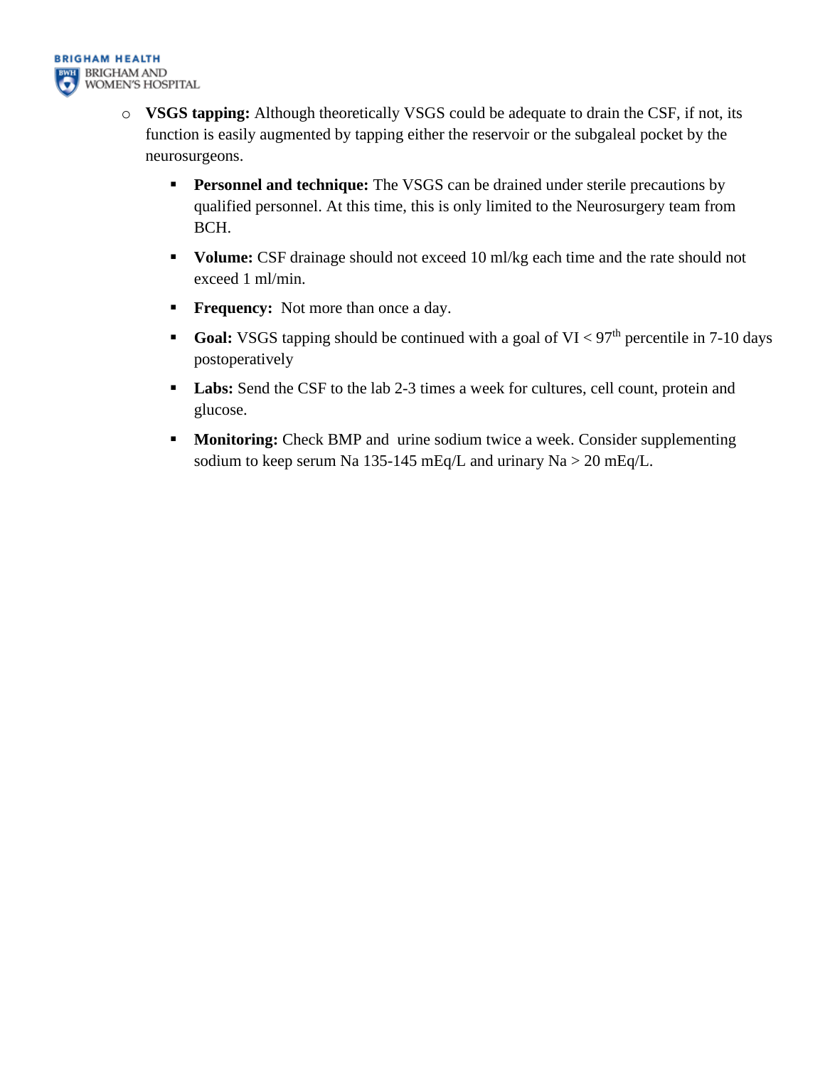- **VSGS tapping:** Although theoretically VSGS could be adequate to drain the CSF, if not, its function is easily augmented by tapping either the reservoir or the subgaleal pocket by the neurosurgeons.
  - **Personnel and technique:** The VSGS can be drained under sterile precautions by qualified personnel. At this time, this is only limited to the Neurosurgery team from BCH.
  - **Volume:** CSF drainage should not exceed 10 ml/kg each time and the rate should not exceed 1 ml/min.
  - **Frequency:** Not more than once a day.
  - **Goal:** VSGS tapping should be continued with a goal of VI < $97^{th}$ percentile in 7-10 days postoperatively
  - **Labs:** Send the CSF to the lab 2-3 times a week for cultures, cell count, protein and glucose.
  - **Monitoring:** Check BMP and urine sodium twice a week. Consider supplementing sodium to keep serum Na 135-145 mEq/L and urinary Na > 20 mEq/L.